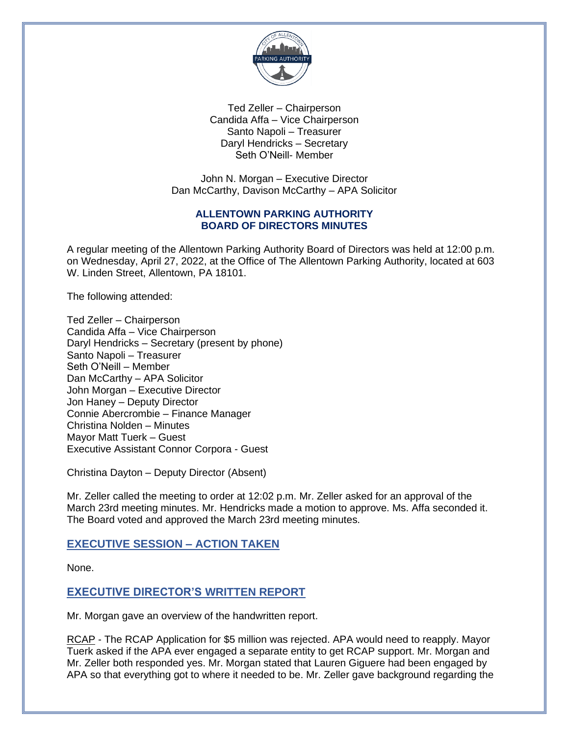Ted Zeller – Chairperson
Candida Affa – Vice Chairperson
Santo Napoli – Treasurer
Daryl Hendricks – Secretary
Seth O'Neill- Member

John N. Morgan – Executive Director
Dan McCarthy, Davison McCarthy – APA Solicitor

**ALLENTOWN PARKING AUTHORITY**
**BOARD OF DIRECTORS MINUTES**

A regular meeting of the Allentown Parking Authority Board of Directors was held at 12:00 p.m. on Wednesday, April 27, 2022, at the Office of The Allentown Parking Authority, located at 603 W. Linden Street, Allentown, PA 18101.

The following attended:

Ted Zeller – Chairperson
Candida Affa – Vice Chairperson
Daryl Hendricks – Secretary (present by phone)
Santo Napoli – Treasurer
Seth O'Neill – Member
Dan McCarthy – APA Solicitor
John Morgan – Executive Director
Jon Haney – Deputy Director
Connie Abercrombie – Finance Manager
Christina Nolden – Minutes
Mayor Matt Tuerk – Guest
Executive Assistant Connor Corpora - Guest

Christina Dayton – Deputy Director (Absent)

Mr. Zeller called the meeting to order at 12:02 p.m. Mr. Zeller asked for an approval of the March 23rd meeting minutes. Mr. Hendricks made a motion to approve. Ms. Affa seconded it. The Board voted and approved the March 23rd meeting minutes.

## EXECUTIVE SESSION – ACTION TAKEN

None.

## EXECUTIVE DIRECTOR'S WRITTEN REPORT

Mr. Morgan gave an overview of the handwritten report.

RCAP - The RCAP Application for $5 million was rejected. APA would need to reapply. Mayor Tuerk asked if the APA ever engaged a separate entity to get RCAP support. Mr. Morgan and Mr. Zeller both responded yes. Mr. Morgan stated that Lauren Giguere had been engaged by APA so that everything got to where it needed to be. Mr. Zeller gave background regarding the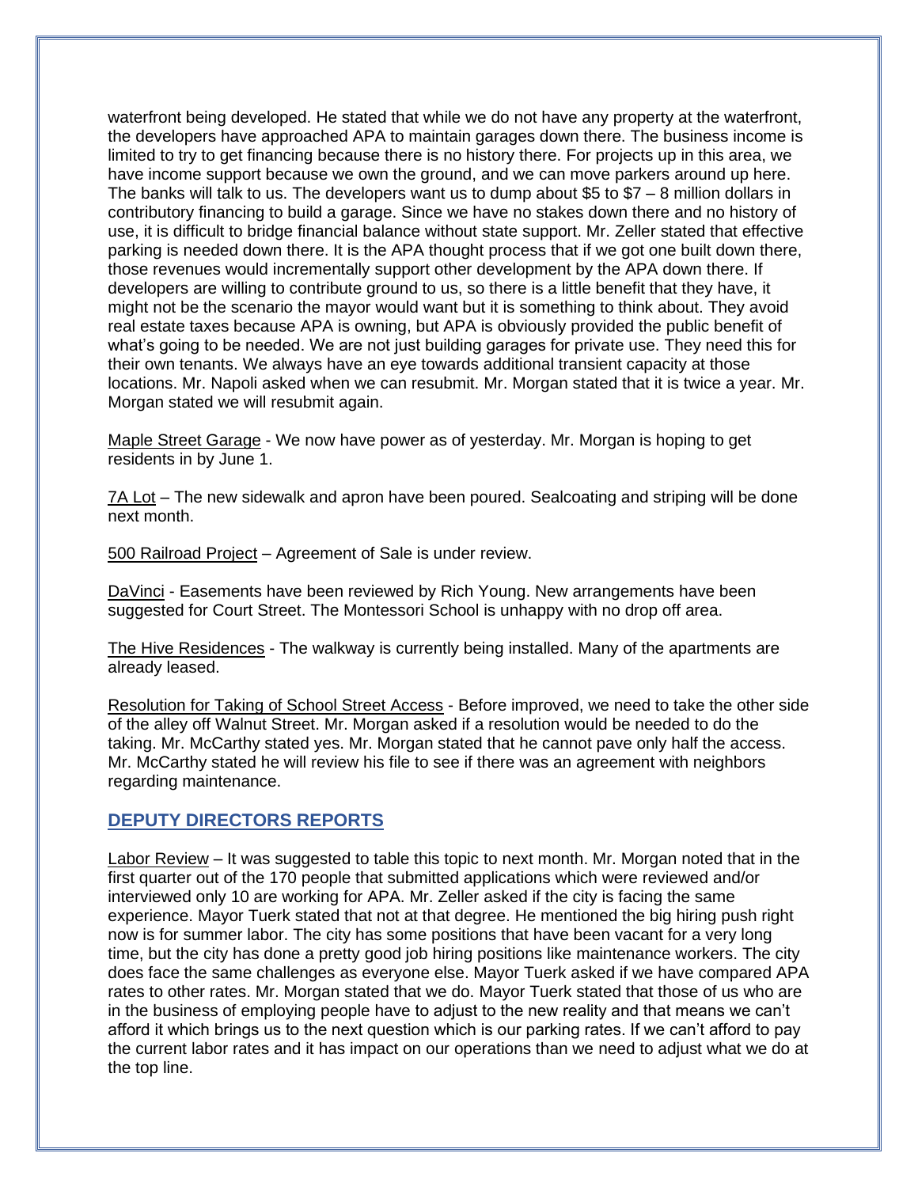waterfront being developed. He stated that while we do not have any property at the waterfront, the developers have approached APA to maintain garages down there. The business income is limited to try to get financing because there is no history there. For projects up in this area, we have income support because we own the ground, and we can move parkers around up here. The banks will talk to us. The developers want us to dump about $5 to $7 – 8 million dollars in contributory financing to build a garage. Since we have no stakes down there and no history of use, it is difficult to bridge financial balance without state support. Mr. Zeller stated that effective parking is needed down there. It is the APA thought process that if we got one built down there, those revenues would incrementally support other development by the APA down there. If developers are willing to contribute ground to us, so there is a little benefit that they have, it might not be the scenario the mayor would want but it is something to think about. They avoid real estate taxes because APA is owning, but APA is obviously provided the public benefit of what's going to be needed. We are not just building garages for private use. They need this for their own tenants. We always have an eye towards additional transient capacity at those locations. Mr. Napoli asked when we can resubmit. Mr. Morgan stated that it is twice a year. Mr. Morgan stated we will resubmit again.

Maple Street Garage - We now have power as of yesterday. Mr. Morgan is hoping to get residents in by June 1.

7A Lot – The new sidewalk and apron have been poured. Sealcoating and striping will be done next month.

500 Railroad Project – Agreement of Sale is under review.

DaVinci - Easements have been reviewed by Rich Young. New arrangements have been suggested for Court Street. The Montessori School is unhappy with no drop off area.

The Hive Residences - The walkway is currently being installed. Many of the apartments are already leased.

Resolution for Taking of School Street Access - Before improved, we need to take the other side of the alley off Walnut Street. Mr. Morgan asked if a resolution would be needed to do the taking. Mr. McCarthy stated yes. Mr. Morgan stated that he cannot pave only half the access. Mr. McCarthy stated he will review his file to see if there was an agreement with neighbors regarding maintenance.

## DEPUTY DIRECTORS REPORTS

Labor Review – It was suggested to table this topic to next month. Mr. Morgan noted that in the first quarter out of the 170 people that submitted applications which were reviewed and/or interviewed only 10 are working for APA. Mr. Zeller asked if the city is facing the same experience. Mayor Tuerk stated that not at that degree. He mentioned the big hiring push right now is for summer labor. The city has some positions that have been vacant for a very long time, but the city has done a pretty good job hiring positions like maintenance workers. The city does face the same challenges as everyone else. Mayor Tuerk asked if we have compared APA rates to other rates. Mr. Morgan stated that we do. Mayor Tuerk stated that those of us who are in the business of employing people have to adjust to the new reality and that means we can't afford it which brings us to the next question which is our parking rates. If we can't afford to pay the current labor rates and it has impact on our operations than we need to adjust what we do at the top line.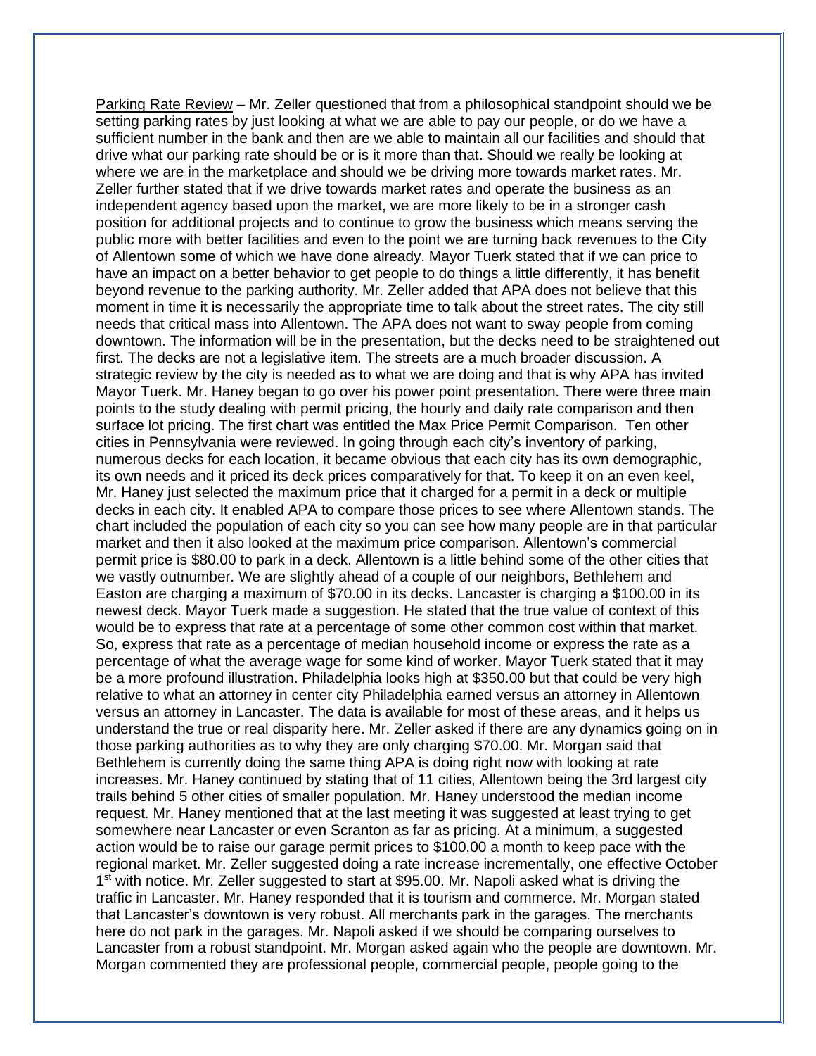Parking Rate Review – Mr. Zeller questioned that from a philosophical standpoint should we be setting parking rates by just looking at what we are able to pay our people, or do we have a sufficient number in the bank and then are we able to maintain all our facilities and should that drive what our parking rate should be or is it more than that. Should we really be looking at where we are in the marketplace and should we be driving more towards market rates. Mr. Zeller further stated that if we drive towards market rates and operate the business as an independent agency based upon the market, we are more likely to be in a stronger cash position for additional projects and to continue to grow the business which means serving the public more with better facilities and even to the point we are turning back revenues to the City of Allentown some of which we have done already. Mayor Tuerk stated that if we can price to have an impact on a better behavior to get people to do things a little differently, it has benefit beyond revenue to the parking authority. Mr. Zeller added that APA does not believe that this moment in time it is necessarily the appropriate time to talk about the street rates. The city still needs that critical mass into Allentown. The APA does not want to sway people from coming downtown. The information will be in the presentation, but the decks need to be straightened out first. The decks are not a legislative item. The streets are a much broader discussion. A strategic review by the city is needed as to what we are doing and that is why APA has invited Mayor Tuerk. Mr. Haney began to go over his power point presentation. There were three main points to the study dealing with permit pricing, the hourly and daily rate comparison and then surface lot pricing. The first chart was entitled the Max Price Permit Comparison. Ten other cities in Pennsylvania were reviewed. In going through each city's inventory of parking, numerous decks for each location, it became obvious that each city has its own demographic, its own needs and it priced its deck prices comparatively for that. To keep it on an even keel, Mr. Haney just selected the maximum price that it charged for a permit in a deck or multiple decks in each city. It enabled APA to compare those prices to see where Allentown stands. The chart included the population of each city so you can see how many people are in that particular market and then it also looked at the maximum price comparison. Allentown's commercial permit price is $80.00 to park in a deck. Allentown is a little behind some of the other cities that we vastly outnumber. We are slightly ahead of a couple of our neighbors, Bethlehem and Easton are charging a maximum of $70.00 in its decks. Lancaster is charging a $100.00 in its newest deck. Mayor Tuerk made a suggestion. He stated that the true value of context of this would be to express that rate at a percentage of some other common cost within that market. So, express that rate as a percentage of median household income or express the rate as a percentage of what the average wage for some kind of worker. Mayor Tuerk stated that it may be a more profound illustration. Philadelphia looks high at $350.00 but that could be very high relative to what an attorney in center city Philadelphia earned versus an attorney in Allentown versus an attorney in Lancaster. The data is available for most of these areas, and it helps us understand the true or real disparity here. Mr. Zeller asked if there are any dynamics going on in those parking authorities as to why they are only charging $70.00. Mr. Morgan said that Bethlehem is currently doing the same thing APA is doing right now with looking at rate increases. Mr. Haney continued by stating that of 11 cities, Allentown being the 3rd largest city trails behind 5 other cities of smaller population. Mr. Haney understood the median income request. Mr. Haney mentioned that at the last meeting it was suggested at least trying to get somewhere near Lancaster or even Scranton as far as pricing. At a minimum, a suggested action would be to raise our garage permit prices to $100.00 a month to keep pace with the regional market. Mr. Zeller suggested doing a rate increase incrementally, one effective October 1st with notice. Mr. Zeller suggested to start at $95.00. Mr. Napoli asked what is driving the traffic in Lancaster. Mr. Haney responded that it is tourism and commerce. Mr. Morgan stated that Lancaster's downtown is very robust. All merchants park in the garages. The merchants here do not park in the garages. Mr. Napoli asked if we should be comparing ourselves to Lancaster from a robust standpoint. Mr. Morgan asked again who the people are downtown. Mr. Morgan commented they are professional people, commercial people, people going to the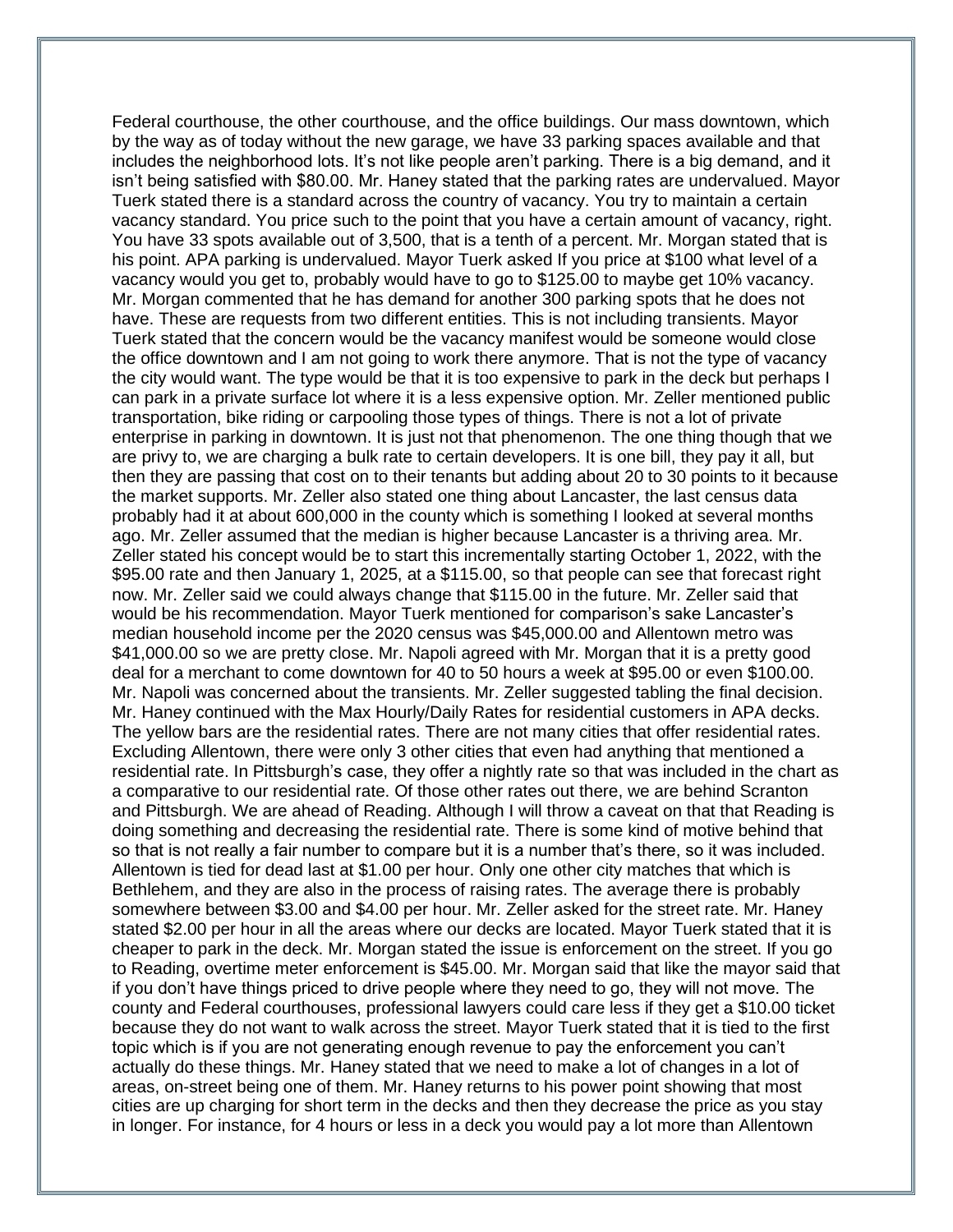Federal courthouse, the other courthouse, and the office buildings. Our mass downtown, which by the way as of today without the new garage, we have 33 parking spaces available and that includes the neighborhood lots. It's not like people aren't parking. There is a big demand, and it isn't being satisfied with $80.00. Mr. Haney stated that the parking rates are undervalued. Mayor Tuerk stated there is a standard across the country of vacancy. You try to maintain a certain vacancy standard. You price such to the point that you have a certain amount of vacancy, right. You have 33 spots available out of 3,500, that is a tenth of a percent. Mr. Morgan stated that is his point. APA parking is undervalued. Mayor Tuerk asked If you price at $100 what level of a vacancy would you get to, probably would have to go to $125.00 to maybe get 10% vacancy. Mr. Morgan commented that he has demand for another 300 parking spots that he does not have. These are requests from two different entities. This is not including transients. Mayor Tuerk stated that the concern would be the vacancy manifest would be someone would close the office downtown and I am not going to work there anymore. That is not the type of vacancy the city would want. The type would be that it is too expensive to park in the deck but perhaps I can park in a private surface lot where it is a less expensive option. Mr. Zeller mentioned public transportation, bike riding or carpooling those types of things. There is not a lot of private enterprise in parking in downtown. It is just not that phenomenon. The one thing though that we are privy to, we are charging a bulk rate to certain developers. It is one bill, they pay it all, but then they are passing that cost on to their tenants but adding about 20 to 30 points to it because the market supports. Mr. Zeller also stated one thing about Lancaster, the last census data probably had it at about 600,000 in the county which is something I looked at several months ago. Mr. Zeller assumed that the median is higher because Lancaster is a thriving area. Mr. Zeller stated his concept would be to start this incrementally starting October 1, 2022, with the $95.00 rate and then January 1, 2025, at a $115.00, so that people can see that forecast right now. Mr. Zeller said we could always change that $115.00 in the future. Mr. Zeller said that would be his recommendation. Mayor Tuerk mentioned for comparison's sake Lancaster's median household income per the 2020 census was $45,000.00 and Allentown metro was $41,000.00 so we are pretty close. Mr. Napoli agreed with Mr. Morgan that it is a pretty good deal for a merchant to come downtown for 40 to 50 hours a week at $95.00 or even $100.00. Mr. Napoli was concerned about the transients. Mr. Zeller suggested tabling the final decision. Mr. Haney continued with the Max Hourly/Daily Rates for residential customers in APA decks. The yellow bars are the residential rates. There are not many cities that offer residential rates. Excluding Allentown, there were only 3 other cities that even had anything that mentioned a residential rate. In Pittsburgh's case, they offer a nightly rate so that was included in the chart as a comparative to our residential rate. Of those other rates out there, we are behind Scranton and Pittsburgh. We are ahead of Reading. Although I will throw a caveat on that that Reading is doing something and decreasing the residential rate. There is some kind of motive behind that so that is not really a fair number to compare but it is a number that's there, so it was included. Allentown is tied for dead last at $1.00 per hour. Only one other city matches that which is Bethlehem, and they are also in the process of raising rates. The average there is probably somewhere between $3.00 and $4.00 per hour. Mr. Zeller asked for the street rate. Mr. Haney stated $2.00 per hour in all the areas where our decks are located. Mayor Tuerk stated that it is cheaper to park in the deck. Mr. Morgan stated the issue is enforcement on the street. If you go to Reading, overtime meter enforcement is $45.00. Mr. Morgan said that like the mayor said that if you don't have things priced to drive people where they need to go, they will not move. The county and Federal courthouses, professional lawyers could care less if they get a $10.00 ticket because they do not want to walk across the street. Mayor Tuerk stated that it is tied to the first topic which is if you are not generating enough revenue to pay the enforcement you can't actually do these things. Mr. Haney stated that we need to make a lot of changes in a lot of areas, on-street being one of them. Mr. Haney returns to his power point showing that most cities are up charging for short term in the decks and then they decrease the price as you stay in longer. For instance, for 4 hours or less in a deck you would pay a lot more than Allentown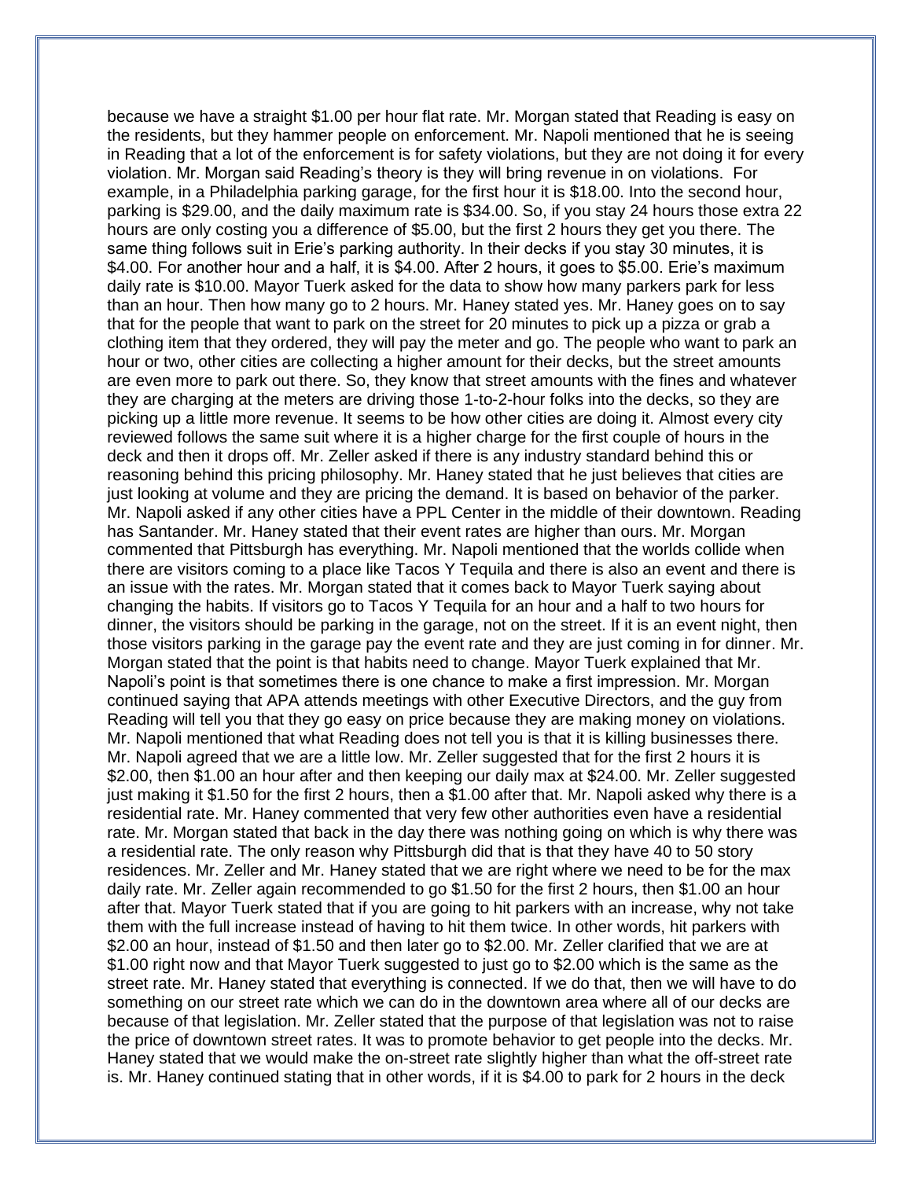because we have a straight $1.00 per hour flat rate. Mr. Morgan stated that Reading is easy on the residents, but they hammer people on enforcement. Mr. Napoli mentioned that he is seeing in Reading that a lot of the enforcement is for safety violations, but they are not doing it for every violation. Mr. Morgan said Reading's theory is they will bring revenue in on violations. For example, in a Philadelphia parking garage, for the first hour it is $18.00. Into the second hour, parking is $29.00, and the daily maximum rate is $34.00. So, if you stay 24 hours those extra 22 hours are only costing you a difference of $5.00, but the first 2 hours they get you there. The same thing follows suit in Erie's parking authority. In their decks if you stay 30 minutes, it is $4.00. For another hour and a half, it is $4.00. After 2 hours, it goes to $5.00. Erie's maximum daily rate is $10.00. Mayor Tuerk asked for the data to show how many parkers park for less than an hour. Then how many go to 2 hours. Mr. Haney stated yes. Mr. Haney goes on to say that for the people that want to park on the street for 20 minutes to pick up a pizza or grab a clothing item that they ordered, they will pay the meter and go. The people who want to park an hour or two, other cities are collecting a higher amount for their decks, but the street amounts are even more to park out there. So, they know that street amounts with the fines and whatever they are charging at the meters are driving those 1-to-2-hour folks into the decks, so they are picking up a little more revenue. It seems to be how other cities are doing it. Almost every city reviewed follows the same suit where it is a higher charge for the first couple of hours in the deck and then it drops off. Mr. Zeller asked if there is any industry standard behind this or reasoning behind this pricing philosophy. Mr. Haney stated that he just believes that cities are just looking at volume and they are pricing the demand. It is based on behavior of the parker. Mr. Napoli asked if any other cities have a PPL Center in the middle of their downtown. Reading has Santander. Mr. Haney stated that their event rates are higher than ours. Mr. Morgan commented that Pittsburgh has everything. Mr. Napoli mentioned that the worlds collide when there are visitors coming to a place like Tacos Y Tequila and there is also an event and there is an issue with the rates. Mr. Morgan stated that it comes back to Mayor Tuerk saying about changing the habits. If visitors go to Tacos Y Tequila for an hour and a half to two hours for dinner, the visitors should be parking in the garage, not on the street. If it is an event night, then those visitors parking in the garage pay the event rate and they are just coming in for dinner. Mr. Morgan stated that the point is that habits need to change. Mayor Tuerk explained that Mr. Napoli's point is that sometimes there is one chance to make a first impression. Mr. Morgan continued saying that APA attends meetings with other Executive Directors, and the guy from Reading will tell you that they go easy on price because they are making money on violations. Mr. Napoli mentioned that what Reading does not tell you is that it is killing businesses there. Mr. Napoli agreed that we are a little low. Mr. Zeller suggested that for the first 2 hours it is $2.00, then $1.00 an hour after and then keeping our daily max at $24.00. Mr. Zeller suggested just making it $1.50 for the first 2 hours, then a $1.00 after that. Mr. Napoli asked why there is a residential rate. Mr. Haney commented that very few other authorities even have a residential rate. Mr. Morgan stated that back in the day there was nothing going on which is why there was a residential rate. The only reason why Pittsburgh did that is that they have 40 to 50 story residences. Mr. Zeller and Mr. Haney stated that we are right where we need to be for the max daily rate. Mr. Zeller again recommended to go $1.50 for the first 2 hours, then $1.00 an hour after that. Mayor Tuerk stated that if you are going to hit parkers with an increase, why not take them with the full increase instead of having to hit them twice. In other words, hit parkers with $2.00 an hour, instead of $1.50 and then later go to $2.00. Mr. Zeller clarified that we are at $1.00 right now and that Mayor Tuerk suggested to just go to $2.00 which is the same as the street rate. Mr. Haney stated that everything is connected. If we do that, then we will have to do something on our street rate which we can do in the downtown area where all of our decks are because of that legislation. Mr. Zeller stated that the purpose of that legislation was not to raise the price of downtown street rates. It was to promote behavior to get people into the decks. Mr. Haney stated that we would make the on-street rate slightly higher than what the off-street rate is. Mr. Haney continued stating that in other words, if it is $4.00 to park for 2 hours in the deck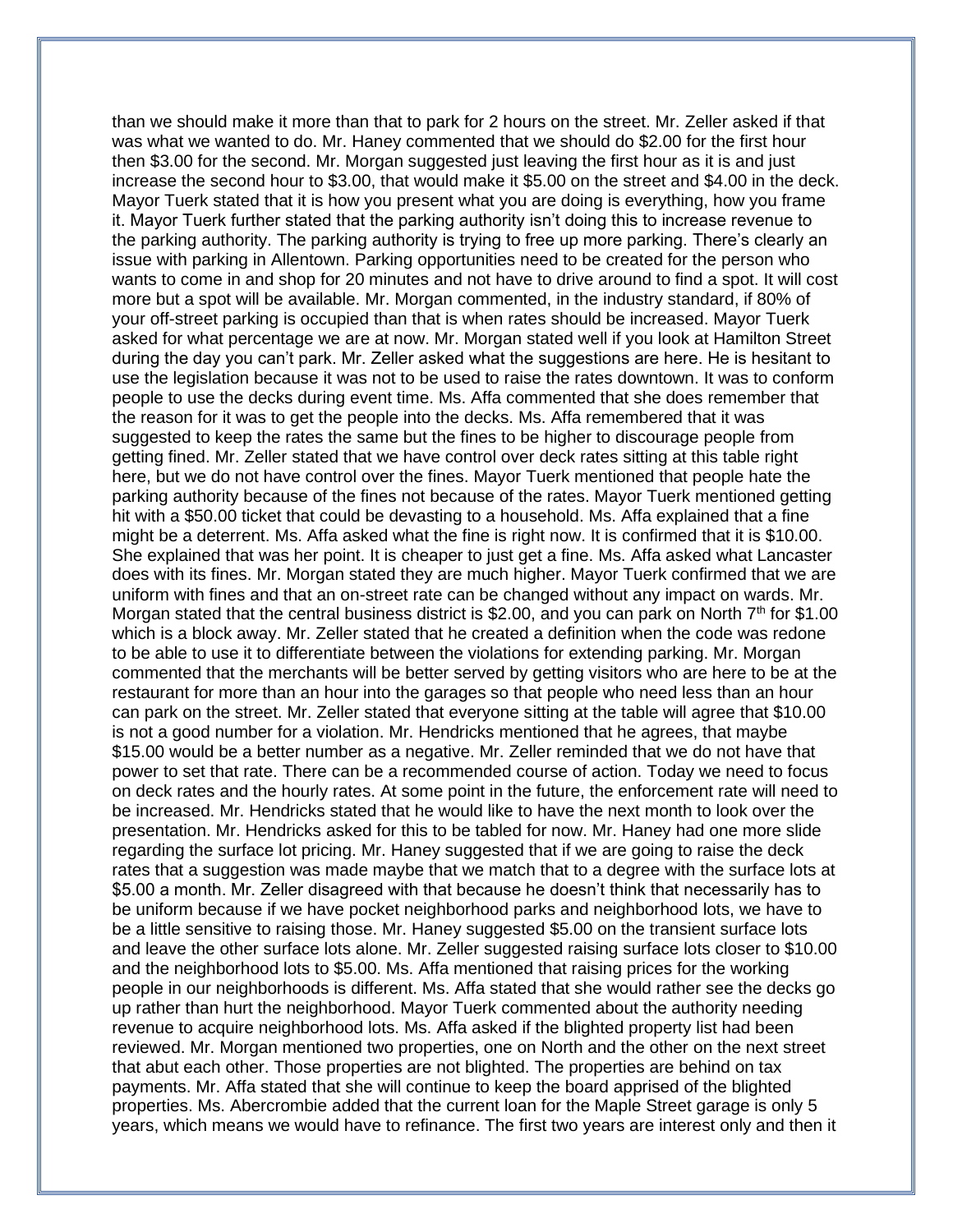than we should make it more than that to park for 2 hours on the street. Mr. Zeller asked if that was what we wanted to do. Mr. Haney commented that we should do $2.00 for the first hour then $3.00 for the second. Mr. Morgan suggested just leaving the first hour as it is and just increase the second hour to $3.00, that would make it $5.00 on the street and $4.00 in the deck. Mayor Tuerk stated that it is how you present what you are doing is everything, how you frame it. Mayor Tuerk further stated that the parking authority isn't doing this to increase revenue to the parking authority. The parking authority is trying to free up more parking. There's clearly an issue with parking in Allentown. Parking opportunities need to be created for the person who wants to come in and shop for 20 minutes and not have to drive around to find a spot. It will cost more but a spot will be available. Mr. Morgan commented, in the industry standard, if 80% of your off-street parking is occupied than that is when rates should be increased. Mayor Tuerk asked for what percentage we are at now. Mr. Morgan stated well if you look at Hamilton Street during the day you can't park. Mr. Zeller asked what the suggestions are here. He is hesitant to use the legislation because it was not to be used to raise the rates downtown. It was to conform people to use the decks during event time. Ms. Affa commented that she does remember that the reason for it was to get the people into the decks. Ms. Affa remembered that it was suggested to keep the rates the same but the fines to be higher to discourage people from getting fined. Mr. Zeller stated that we have control over deck rates sitting at this table right here, but we do not have control over the fines. Mayor Tuerk mentioned that people hate the parking authority because of the fines not because of the rates. Mayor Tuerk mentioned getting hit with a $50.00 ticket that could be devasting to a household. Ms. Affa explained that a fine might be a deterrent. Ms. Affa asked what the fine is right now. It is confirmed that it is $10.00. She explained that was her point. It is cheaper to just get a fine. Ms. Affa asked what Lancaster does with its fines. Mr. Morgan stated they are much higher. Mayor Tuerk confirmed that we are uniform with fines and that an on-street rate can be changed without any impact on wards. Mr. Morgan stated that the central business district is $2.00, and you can park on North 7th for $1.00 which is a block away. Mr. Zeller stated that he created a definition when the code was redone to be able to use it to differentiate between the violations for extending parking. Mr. Morgan commented that the merchants will be better served by getting visitors who are here to be at the restaurant for more than an hour into the garages so that people who need less than an hour can park on the street. Mr. Zeller stated that everyone sitting at the table will agree that $10.00 is not a good number for a violation. Mr. Hendricks mentioned that he agrees, that maybe $15.00 would be a better number as a negative. Mr. Zeller reminded that we do not have that power to set that rate. There can be a recommended course of action. Today we need to focus on deck rates and the hourly rates. At some point in the future, the enforcement rate will need to be increased. Mr. Hendricks stated that he would like to have the next month to look over the presentation. Mr. Hendricks asked for this to be tabled for now. Mr. Haney had one more slide regarding the surface lot pricing. Mr. Haney suggested that if we are going to raise the deck rates that a suggestion was made maybe that we match that to a degree with the surface lots at $5.00 a month. Mr. Zeller disagreed with that because he doesn't think that necessarily has to be uniform because if we have pocket neighborhood parks and neighborhood lots, we have to be a little sensitive to raising those. Mr. Haney suggested $5.00 on the transient surface lots and leave the other surface lots alone. Mr. Zeller suggested raising surface lots closer to $10.00 and the neighborhood lots to $5.00. Ms. Affa mentioned that raising prices for the working people in our neighborhoods is different. Ms. Affa stated that she would rather see the decks go up rather than hurt the neighborhood. Mayor Tuerk commented about the authority needing revenue to acquire neighborhood lots. Ms. Affa asked if the blighted property list had been reviewed. Mr. Morgan mentioned two properties, one on North and the other on the next street that abut each other. Those properties are not blighted. The properties are behind on tax payments. Mr. Affa stated that she will continue to keep the board apprised of the blighted properties. Ms. Abercrombie added that the current loan for the Maple Street garage is only 5 years, which means we would have to refinance. The first two years are interest only and then it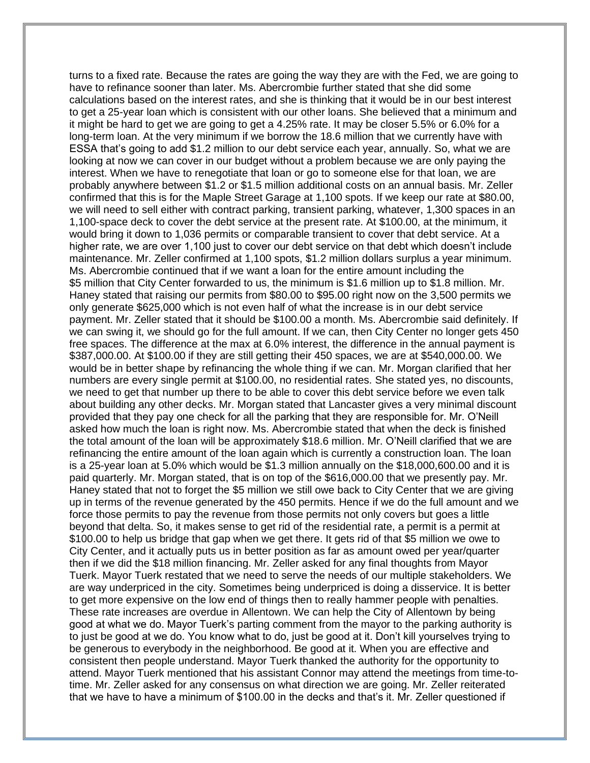turns to a fixed rate. Because the rates are going the way they are with the Fed, we are going to have to refinance sooner than later. Ms. Abercrombie further stated that she did some calculations based on the interest rates, and she is thinking that it would be in our best interest to get a 25-year loan which is consistent with our other loans. She believed that a minimum and it might be hard to get we are going to get a 4.25% rate. It may be closer 5.5% or 6.0% for a long-term loan. At the very minimum if we borrow the 18.6 million that we currently have with ESSA that's going to add $1.2 million to our debt service each year, annually. So, what we are looking at now we can cover in our budget without a problem because we are only paying the interest. When we have to renegotiate that loan or go to someone else for that loan, we are probably anywhere between $1.2 or $1.5 million additional costs on an annual basis. Mr. Zeller confirmed that this is for the Maple Street Garage at 1,100 spots. If we keep our rate at $80.00, we will need to sell either with contract parking, transient parking, whatever, 1,300 spaces in an 1,100-space deck to cover the debt service at the present rate. At $100.00, at the minimum, it would bring it down to 1,036 permits or comparable transient to cover that debt service. At a higher rate, we are over 1,100 just to cover our debt service on that debt which doesn't include maintenance. Mr. Zeller confirmed at 1,100 spots, $1.2 million dollars surplus a year minimum. Ms. Abercrombie continued that if we want a loan for the entire amount including the $5 million that City Center forwarded to us, the minimum is $1.6 million up to $1.8 million. Mr. Haney stated that raising our permits from $80.00 to $95.00 right now on the 3,500 permits we only generate $625,000 which is not even half of what the increase is in our debt service payment. Mr. Zeller stated that it should be $100.00 a month. Ms. Abercrombie said definitely. If we can swing it, we should go for the full amount. If we can, then City Center no longer gets 450 free spaces. The difference at the max at 6.0% interest, the difference in the annual payment is $387,000.00. At $100.00 if they are still getting their 450 spaces, we are at $540,000.00. We would be in better shape by refinancing the whole thing if we can. Mr. Morgan clarified that her numbers are every single permit at $100.00, no residential rates. She stated yes, no discounts, we need to get that number up there to be able to cover this debt service before we even talk about building any other decks. Mr. Morgan stated that Lancaster gives a very minimal discount provided that they pay one check for all the parking that they are responsible for. Mr. O'Neill asked how much the loan is right now. Ms. Abercrombie stated that when the deck is finished the total amount of the loan will be approximately $18.6 million. Mr. O'Neill clarified that we are refinancing the entire amount of the loan again which is currently a construction loan. The loan is a 25-year loan at 5.0% which would be $1.3 million annually on the $18,000,600.00 and it is paid quarterly. Mr. Morgan stated, that is on top of the $616,000.00 that we presently pay. Mr. Haney stated that not to forget the $5 million we still owe back to City Center that we are giving up in terms of the revenue generated by the 450 permits. Hence if we do the full amount and we force those permits to pay the revenue from those permits not only covers but goes a little beyond that delta. So, it makes sense to get rid of the residential rate, a permit is a permit at $100.00 to help us bridge that gap when we get there. It gets rid of that $5 million we owe to City Center, and it actually puts us in better position as far as amount owed per year/quarter then if we did the $18 million financing. Mr. Zeller asked for any final thoughts from Mayor Tuerk. Mayor Tuerk restated that we need to serve the needs of our multiple stakeholders. We are way underpriced in the city. Sometimes being underpriced is doing a disservice. It is better to get more expensive on the low end of things then to really hammer people with penalties. These rate increases are overdue in Allentown. We can help the City of Allentown by being good at what we do. Mayor Tuerk's parting comment from the mayor to the parking authority is to just be good at we do. You know what to do, just be good at it. Don't kill yourselves trying to be generous to everybody in the neighborhood. Be good at it. When you are effective and consistent then people understand. Mayor Tuerk thanked the authority for the opportunity to attend. Mayor Tuerk mentioned that his assistant Connor may attend the meetings from time-to-time. Mr. Zeller asked for any consensus on what direction we are going. Mr. Zeller reiterated that we have to have a minimum of $100.00 in the decks and that's it. Mr. Zeller questioned if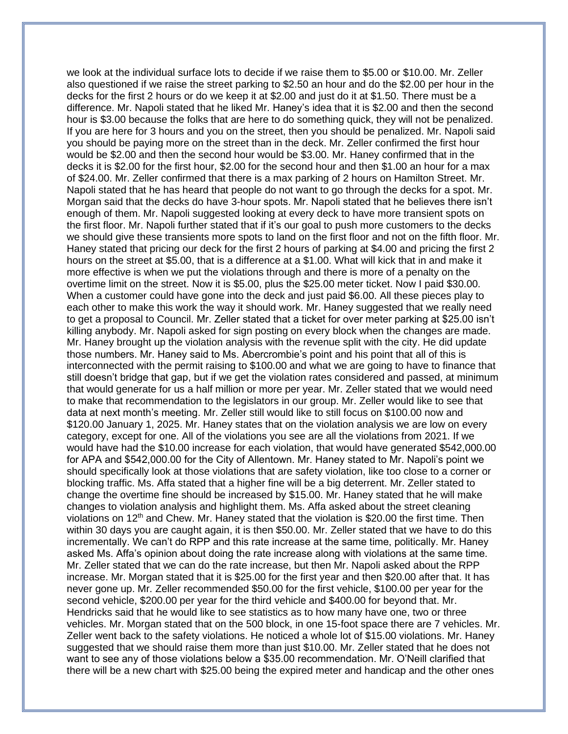we look at the individual surface lots to decide if we raise them to $5.00 or $10.00. Mr. Zeller also questioned if we raise the street parking to $2.50 an hour and do the $2.00 per hour in the decks for the first 2 hours or do we keep it at $2.00 and just do it at $1.50. There must be a difference. Mr. Napoli stated that he liked Mr. Haney's idea that it is $2.00 and then the second hour is $3.00 because the folks that are here to do something quick, they will not be penalized. If you are here for 3 hours and you on the street, then you should be penalized. Mr. Napoli said you should be paying more on the street than in the deck. Mr. Zeller confirmed the first hour would be $2.00 and then the second hour would be $3.00. Mr. Haney confirmed that in the decks it is $2.00 for the first hour, $2.00 for the second hour and then $1.00 an hour for a max of $24.00. Mr. Zeller confirmed that there is a max parking of 2 hours on Hamilton Street. Mr. Napoli stated that he has heard that people do not want to go through the decks for a spot. Mr. Morgan said that the decks do have 3-hour spots. Mr. Napoli stated that he believes there isn't enough of them. Mr. Napoli suggested looking at every deck to have more transient spots on the first floor. Mr. Napoli further stated that if it's our goal to push more customers to the decks we should give these transients more spots to land on the first floor and not on the fifth floor. Mr. Haney stated that pricing our deck for the first 2 hours of parking at $4.00 and pricing the first 2 hours on the street at $5.00, that is a difference at a $1.00. What will kick that in and make it more effective is when we put the violations through and there is more of a penalty on the overtime limit on the street. Now it is $5.00, plus the $25.00 meter ticket. Now I paid $30.00. When a customer could have gone into the deck and just paid $6.00. All these pieces play to each other to make this work the way it should work. Mr. Haney suggested that we really need to get a proposal to Council. Mr. Zeller stated that a ticket for over meter parking at $25.00 isn't killing anybody. Mr. Napoli asked for sign posting on every block when the changes are made. Mr. Haney brought up the violation analysis with the revenue split with the city. He did update those numbers. Mr. Haney said to Ms. Abercrombie's point and his point that all of this is interconnected with the permit raising to $100.00 and what we are going to have to finance that still doesn't bridge that gap, but if we get the violation rates considered and passed, at minimum that would generate for us a half million or more per year. Mr. Zeller stated that we would need to make that recommendation to the legislators in our group. Mr. Zeller would like to see that data at next month's meeting. Mr. Zeller still would like to still focus on $100.00 now and $120.00 January 1, 2025. Mr. Haney states that on the violation analysis we are low on every category, except for one. All of the violations you see are all the violations from 2021. If we would have had the $10.00 increase for each violation, that would have generated $542,000.00 for APA and $542,000.00 for the City of Allentown. Mr. Haney stated to Mr. Napoli's point we should specifically look at those violations that are safety violation, like too close to a corner or blocking traffic. Ms. Affa stated that a higher fine will be a big deterrent. Mr. Zeller stated to change the overtime fine should be increased by $15.00. Mr. Haney stated that he will make changes to violation analysis and highlight them. Ms. Affa asked about the street cleaning violations on 12th and Chew. Mr. Haney stated that the violation is $20.00 the first time. Then within 30 days you are caught again, it is then $50.00. Mr. Zeller stated that we have to do this incrementally. We can't do RPP and this rate increase at the same time, politically. Mr. Haney asked Ms. Affa's opinion about doing the rate increase along with violations at the same time. Mr. Zeller stated that we can do the rate increase, but then Mr. Napoli asked about the RPP increase. Mr. Morgan stated that it is $25.00 for the first year and then $20.00 after that. It has never gone up. Mr. Zeller recommended $50.00 for the first vehicle, $100.00 per year for the second vehicle, $200.00 per year for the third vehicle and $400.00 for beyond that. Mr. Hendricks said that he would like to see statistics as to how many have one, two or three vehicles. Mr. Morgan stated that on the 500 block, in one 15-foot space there are 7 vehicles. Mr. Zeller went back to the safety violations. He noticed a whole lot of $15.00 violations. Mr. Haney suggested that we should raise them more than just $10.00. Mr. Zeller stated that he does not want to see any of those violations below a $35.00 recommendation. Mr. O'Neill clarified that there will be a new chart with $25.00 being the expired meter and handicap and the other ones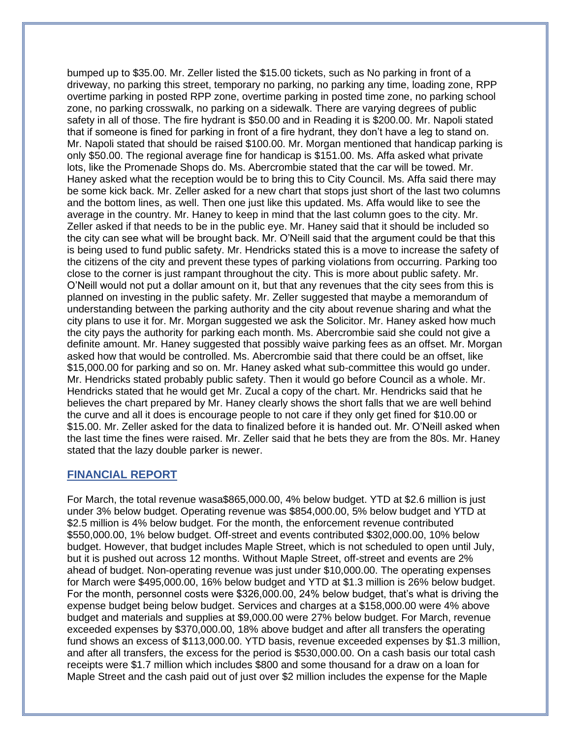bumped up to $35.00. Mr. Zeller listed the $15.00 tickets, such as No parking in front of a driveway, no parking this street, temporary no parking, no parking any time, loading zone, RPP overtime parking in posted RPP zone, overtime parking in posted time zone, no parking school zone, no parking crosswalk, no parking on a sidewalk. There are varying degrees of public safety in all of those. The fire hydrant is $50.00 and in Reading it is $200.00. Mr. Napoli stated that if someone is fined for parking in front of a fire hydrant, they don't have a leg to stand on. Mr. Napoli stated that should be raised $100.00. Mr. Morgan mentioned that handicap parking is only $50.00. The regional average fine for handicap is $151.00. Ms. Affa asked what private lots, like the Promenade Shops do. Ms. Abercrombie stated that the car will be towed. Mr. Haney asked what the reception would be to bring this to City Council. Ms. Affa said there may be some kick back. Mr. Zeller asked for a new chart that stops just short of the last two columns and the bottom lines, as well. Then one just like this updated. Ms. Affa would like to see the average in the country. Mr. Haney to keep in mind that the last column goes to the city. Mr. Zeller asked if that needs to be in the public eye. Mr. Haney said that it should be included so the city can see what will be brought back. Mr. O'Neill said that the argument could be that this is being used to fund public safety. Mr. Hendricks stated this is a move to increase the safety of the citizens of the city and prevent these types of parking violations from occurring. Parking too close to the corner is just rampant throughout the city. This is more about public safety. Mr. O'Neill would not put a dollar amount on it, but that any revenues that the city sees from this is planned on investing in the public safety. Mr. Zeller suggested that maybe a memorandum of understanding between the parking authority and the city about revenue sharing and what the city plans to use it for. Mr. Morgan suggested we ask the Solicitor. Mr. Haney asked how much the city pays the authority for parking each month. Ms. Abercrombie said she could not give a definite amount. Mr. Haney suggested that possibly waive parking fees as an offset. Mr. Morgan asked how that would be controlled. Ms. Abercrombie said that there could be an offset, like $15,000.00 for parking and so on. Mr. Haney asked what sub-committee this would go under. Mr. Hendricks stated probably public safety. Then it would go before Council as a whole. Mr. Hendricks stated that he would get Mr. Zucal a copy of the chart. Mr. Hendricks said that he believes the chart prepared by Mr. Haney clearly shows the short falls that we are well behind the curve and all it does is encourage people to not care if they only get fined for $10.00 or $15.00. Mr. Zeller asked for the data to finalized before it is handed out. Mr. O'Neill asked when the last time the fines were raised. Mr. Zeller said that he bets they are from the 80s. Mr. Haney stated that the lazy double parker is newer.

## FINANCIAL REPORT

For March, the total revenue wasa$865,000.00, 4% below budget. YTD at $2.6 million is just under 3% below budget. Operating revenue was $854,000.00, 5% below budget and YTD at $2.5 million is 4% below budget. For the month, the enforcement revenue contributed $550,000.00, 1% below budget. Off-street and events contributed $302,000.00, 10% below budget. However, that budget includes Maple Street, which is not scheduled to open until July, but it is pushed out across 12 months. Without Maple Street, off-street and events are 2% ahead of budget. Non-operating revenue was just under $10,000.00. The operating expenses for March were $495,000.00, 16% below budget and YTD at $1.3 million is 26% below budget. For the month, personnel costs were $326,000.00, 24% below budget, that's what is driving the expense budget being below budget. Services and charges at a $158,000.00 were 4% above budget and materials and supplies at $9,000.00 were 27% below budget. For March, revenue exceeded expenses by $370,000.00, 18% above budget and after all transfers the operating fund shows an excess of $113,000.00. YTD basis, revenue exceeded expenses by $1.3 million, and after all transfers, the excess for the period is $530,000.00. On a cash basis our total cash receipts were $1.7 million which includes $800 and some thousand for a draw on a loan for Maple Street and the cash paid out of just over $2 million includes the expense for the Maple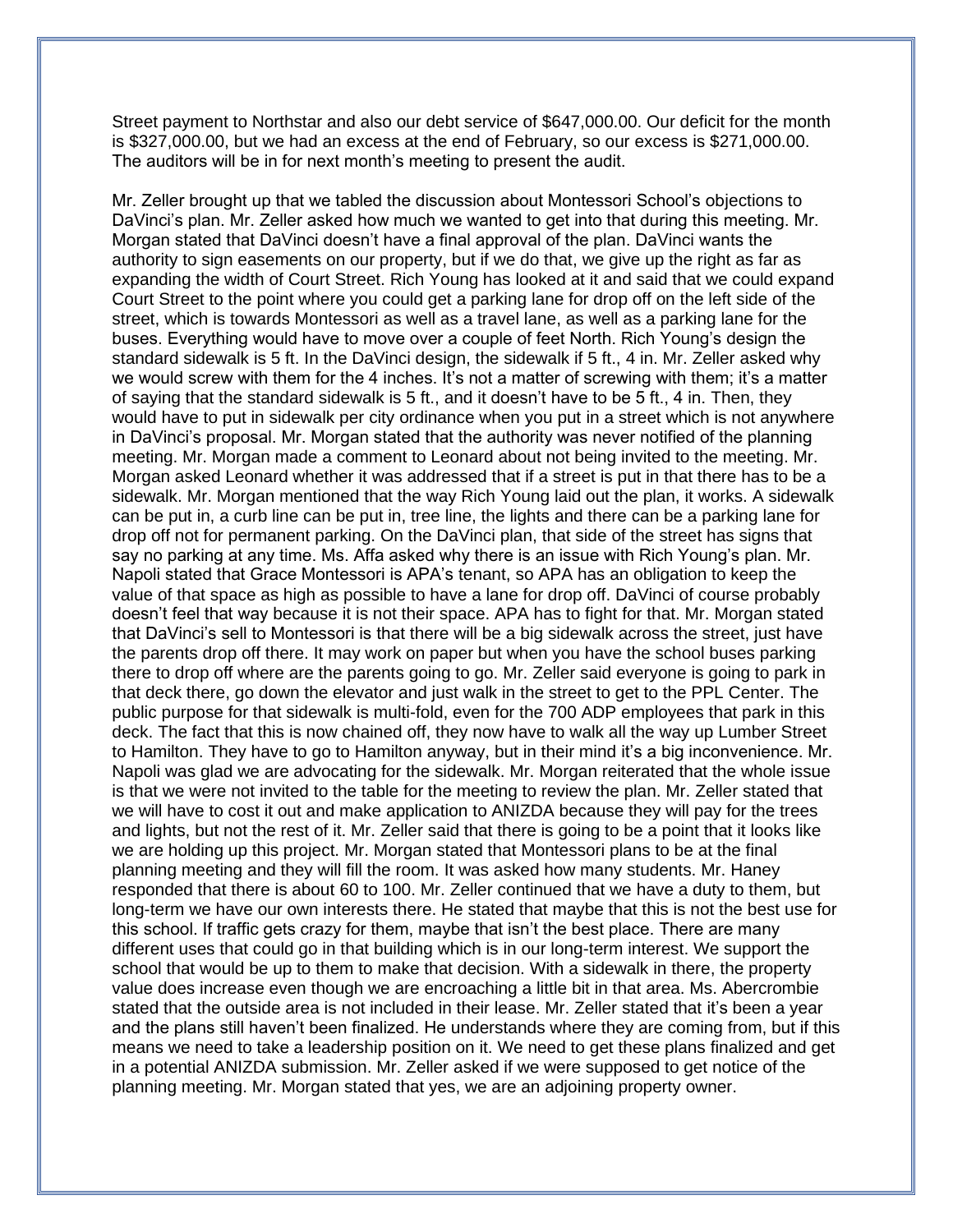Street payment to Northstar and also our debt service of $647,000.00. Our deficit for the month is $327,000.00, but we had an excess at the end of February, so our excess is $271,000.00. The auditors will be in for next month's meeting to present the audit.

Mr. Zeller brought up that we tabled the discussion about Montessori School's objections to DaVinci's plan. Mr. Zeller asked how much we wanted to get into that during this meeting. Mr. Morgan stated that DaVinci doesn't have a final approval of the plan. DaVinci wants the authority to sign easements on our property, but if we do that, we give up the right as far as expanding the width of Court Street. Rich Young has looked at it and said that we could expand Court Street to the point where you could get a parking lane for drop off on the left side of the street, which is towards Montessori as well as a travel lane, as well as a parking lane for the buses. Everything would have to move over a couple of feet North. Rich Young's design the standard sidewalk is 5 ft. In the DaVinci design, the sidewalk if 5 ft., 4 in. Mr. Zeller asked why we would screw with them for the 4 inches. It's not a matter of screwing with them; it's a matter of saying that the standard sidewalk is 5 ft., and it doesn't have to be 5 ft., 4 in. Then, they would have to put in sidewalk per city ordinance when you put in a street which is not anywhere in DaVinci's proposal. Mr. Morgan stated that the authority was never notified of the planning meeting. Mr. Morgan made a comment to Leonard about not being invited to the meeting. Mr. Morgan asked Leonard whether it was addressed that if a street is put in that there has to be a sidewalk. Mr. Morgan mentioned that the way Rich Young laid out the plan, it works. A sidewalk can be put in, a curb line can be put in, tree line, the lights and there can be a parking lane for drop off not for permanent parking. On the DaVinci plan, that side of the street has signs that say no parking at any time. Ms. Affa asked why there is an issue with Rich Young's plan. Mr. Napoli stated that Grace Montessori is APA's tenant, so APA has an obligation to keep the value of that space as high as possible to have a lane for drop off. DaVinci of course probably doesn't feel that way because it is not their space. APA has to fight for that. Mr. Morgan stated that DaVinci's sell to Montessori is that there will be a big sidewalk across the street, just have the parents drop off there. It may work on paper but when you have the school buses parking there to drop off where are the parents going to go. Mr. Zeller said everyone is going to park in that deck there, go down the elevator and just walk in the street to get to the PPL Center. The public purpose for that sidewalk is multi-fold, even for the 700 ADP employees that park in this deck. The fact that this is now chained off, they now have to walk all the way up Lumber Street to Hamilton. They have to go to Hamilton anyway, but in their mind it's a big inconvenience. Mr. Napoli was glad we are advocating for the sidewalk. Mr. Morgan reiterated that the whole issue is that we were not invited to the table for the meeting to review the plan. Mr. Zeller stated that we will have to cost it out and make application to ANIZDA because they will pay for the trees and lights, but not the rest of it. Mr. Zeller said that there is going to be a point that it looks like we are holding up this project. Mr. Morgan stated that Montessori plans to be at the final planning meeting and they will fill the room. It was asked how many students. Mr. Haney responded that there is about 60 to 100. Mr. Zeller continued that we have a duty to them, but long-term we have our own interests there. He stated that maybe that this is not the best use for this school. If traffic gets crazy for them, maybe that isn't the best place. There are many different uses that could go in that building which is in our long-term interest. We support the school that would be up to them to make that decision. With a sidewalk in there, the property value does increase even though we are encroaching a little bit in that area. Ms. Abercrombie stated that the outside area is not included in their lease. Mr. Zeller stated that it's been a year and the plans still haven't been finalized. He understands where they are coming from, but if this means we need to take a leadership position on it. We need to get these plans finalized and get in a potential ANIZDA submission. Mr. Zeller asked if we were supposed to get notice of the planning meeting. Mr. Morgan stated that yes, we are an adjoining property owner.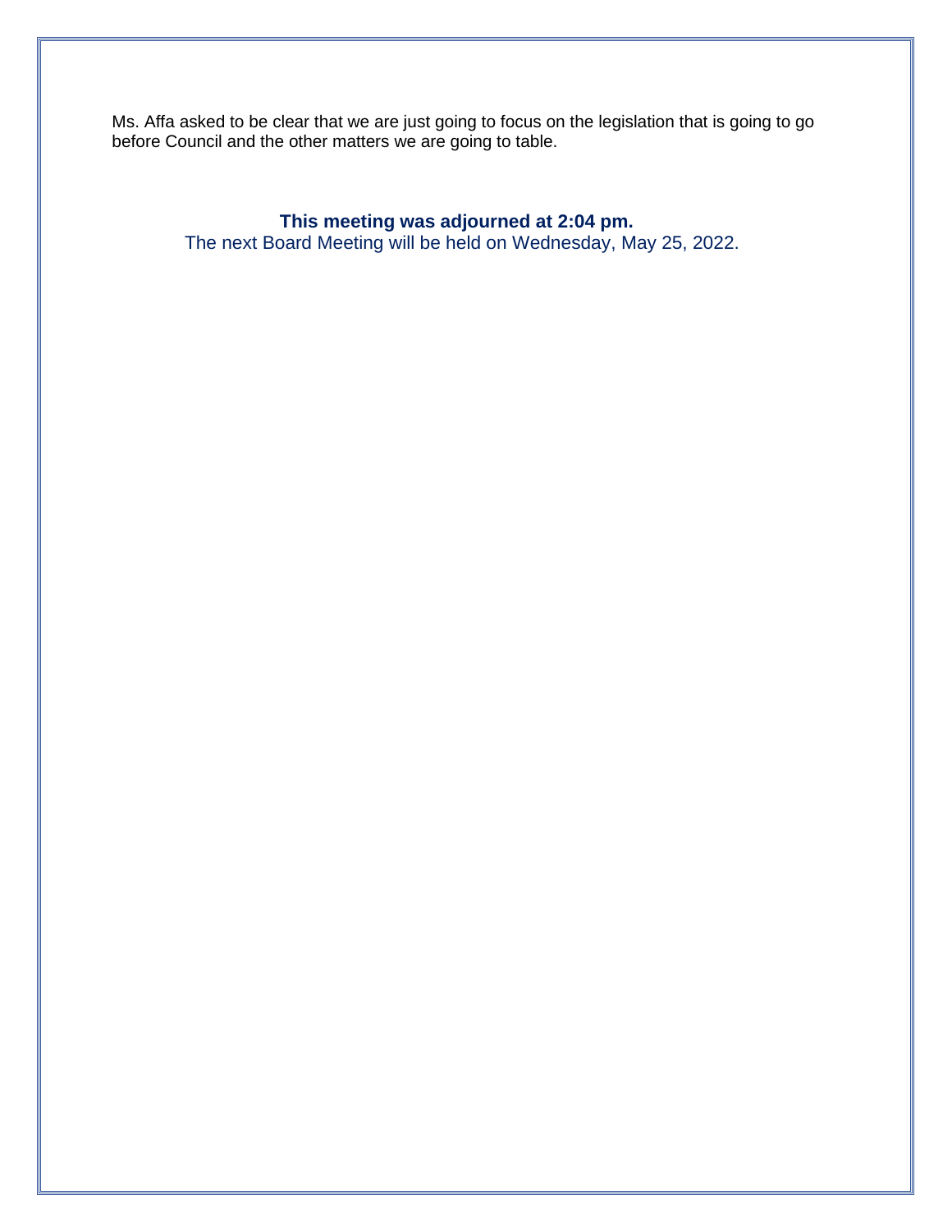Ms. Affa asked to be clear that we are just going to focus on the legislation that is going to go before Council and the other matters we are going to table.

**This meeting was adjourned at 2:04 pm.**

The next Board Meeting will be held on Wednesday, May 25, 2022.